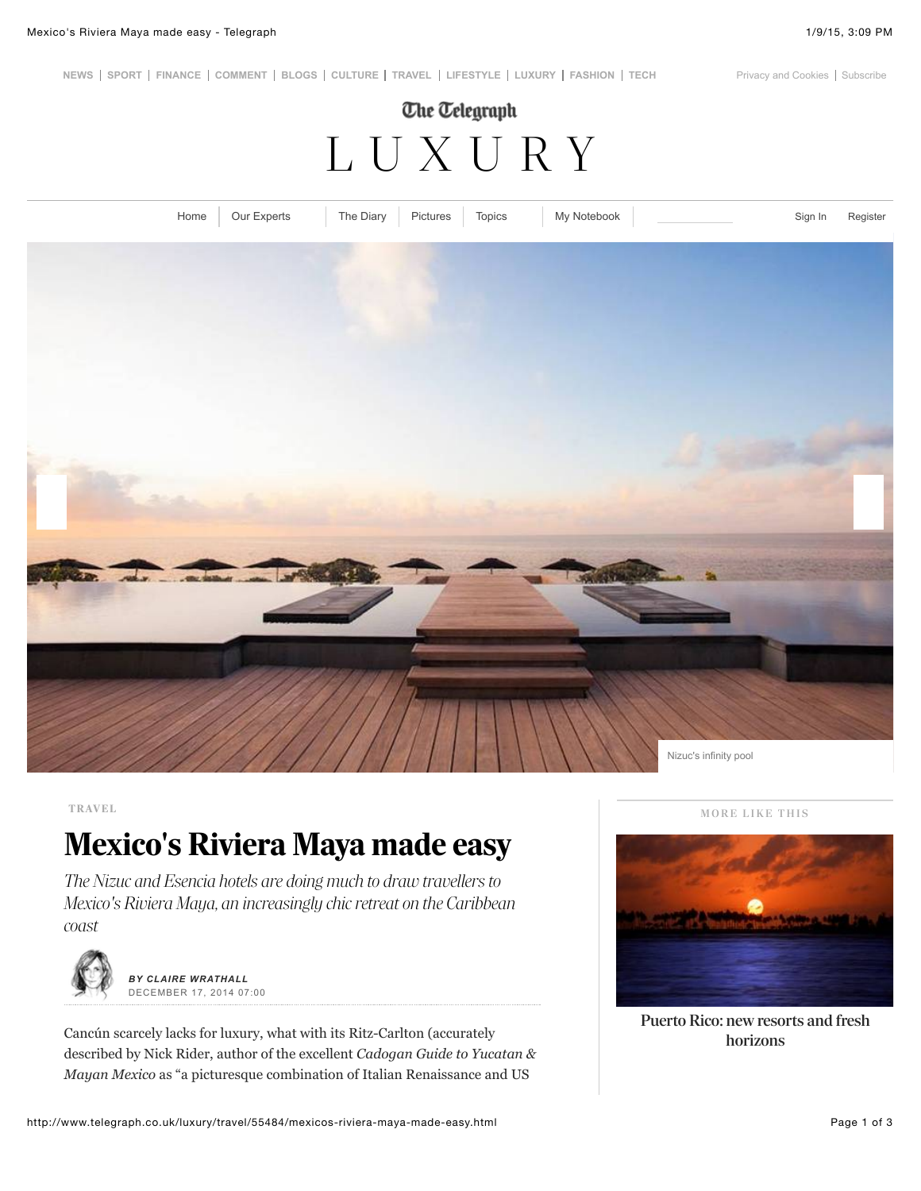Nizuc's infinity pool

TRAVEL

# Mexico's Riviera Maya made easy

*The Nizuc and Esencia hotels are doing much to draw travellers to Mexico's Riviera Maya, an increasingly chic retreat on the Caribbean coast*

***BY CLAIRE WRATHALL***
DECEMBER 17, 2014 07:00

Cancún scarcely lacks for luxury, what with its Ritz-Carlton (accurately described by Nick Rider, author of the excellent *Cadogan Guide to Yucatan & Mayan Mexico* as "a picturesque combination of Italian Renaissance and US

MORE LIKE THIS

**Puerto Rico: new resorts and fresh horizons**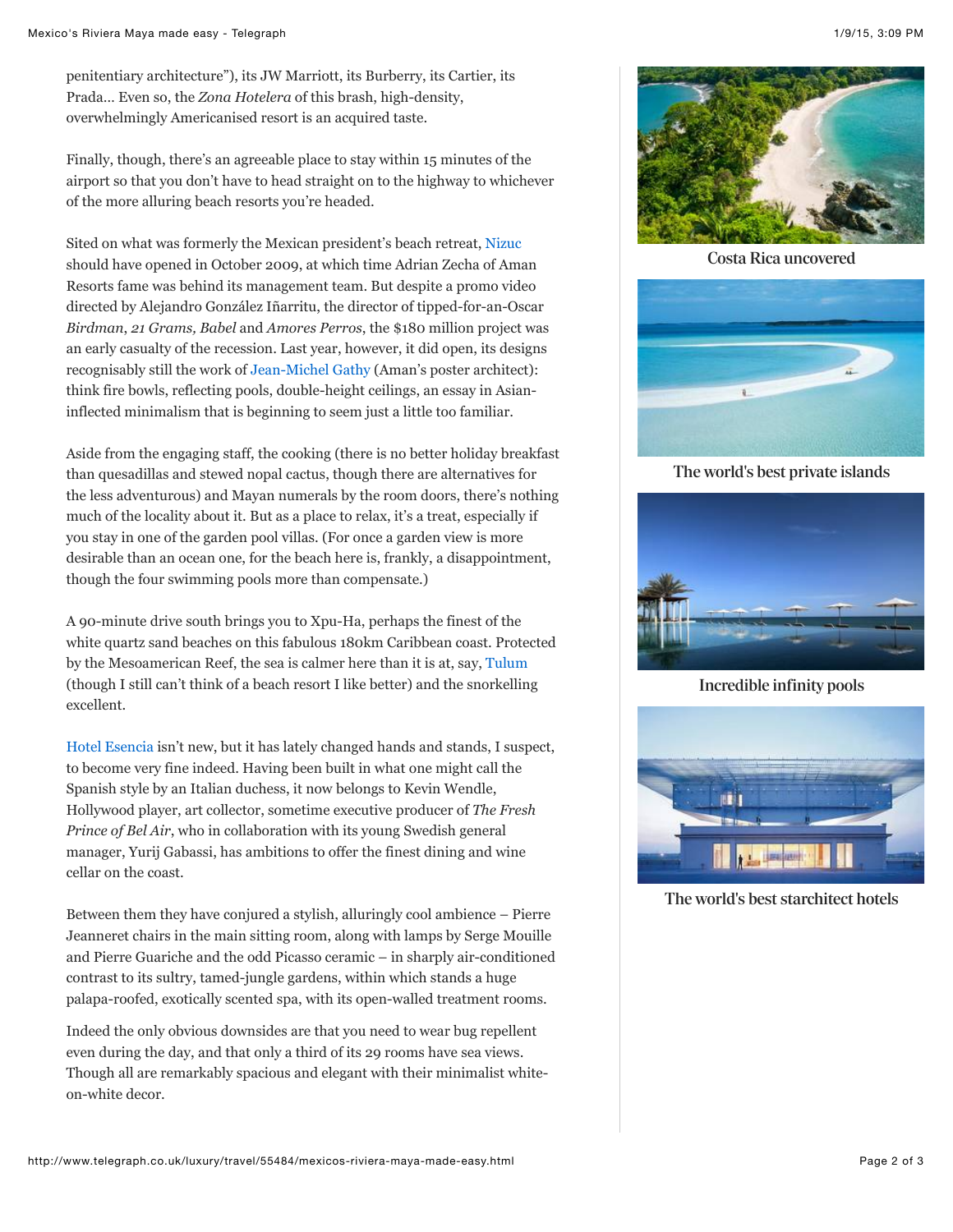penitentiary architecture"), its JW Marriott, its Burberry, its Cartier, its Prada... Even so, the *Zona Hotelera* of this brash, high-density, overwhelmingly Americanised resort is an acquired taste.

Finally, though, there's an agreeable place to stay within 15 minutes of the airport so that you don't have to head straight on to the highway to whichever of the more alluring beach resorts you're headed.

Sited on what was formerly the Mexican president's beach retreat, Nizuc should have opened in October 2009, at which time Adrian Zecha of Aman Resorts fame was behind its management team. But despite a promo video directed by Alejandro González Iñarritu, the director of tipped-for-an-Oscar *Birdman*, *21 Grams, Babel* and *Amores Perros*, the $180 million project was an early casualty of the recession. Last year, however, it did open, its designs recognisably still the work of Jean-Michel Gathy (Aman's poster architect): think fire bowls, reflecting pools, double-height ceilings, an essay in Asian-inflected minimalism that is beginning to seem just a little too familiar.

Aside from the engaging staff, the cooking (there is no better holiday breakfast than quesadillas and stewed nopal cactus, though there are alternatives for the less adventurous) and Mayan numerals by the room doors, there's nothing much of the locality about it. But as a place to relax, it's a treat, especially if you stay in one of the garden pool villas. (For once a garden view is more desirable than an ocean one, for the beach here is, frankly, a disappointment, though the four swimming pools more than compensate.)

A 90-minute drive south brings you to Xpu-Ha, perhaps the finest of the white quartz sand beaches on this fabulous 180km Caribbean coast. Protected by the Mesoamerican Reef, the sea is calmer here than it is at, say, Tulum (though I still can't think of a beach resort I like better) and the snorkelling excellent.

Hotel Esencia isn't new, but it has lately changed hands and stands, I suspect, to become very fine indeed. Having been built in what one might call the Spanish style by an Italian duchess, it now belongs to Kevin Wendle, Hollywood player, art collector, sometime executive producer of *The Fresh Prince of Bel Air*, who in collaboration with its young Swedish general manager, Yurij Gabassi, has ambitions to offer the finest dining and wine cellar on the coast.

Between them they have conjured a stylish, alluringly cool ambience – Pierre Jeanneret chairs in the main sitting room, along with lamps by Serge Mouille and Pierre Guariche and the odd Picasso ceramic – in sharply air-conditioned contrast to its sultry, tamed-jungle gardens, within which stands a huge palapa-roofed, exotically scented spa, with its open-walled treatment rooms.

Indeed the only obvious downsides are that you need to wear bug repellent even during the day, and that only a third of its 29 rooms have sea views. Though all are remarkably spacious and elegant with their minimalist white-on-white decor.

Costa Rica uncovered

The world's best private islands

Incredible infinity pools

The world's best starchitect hotels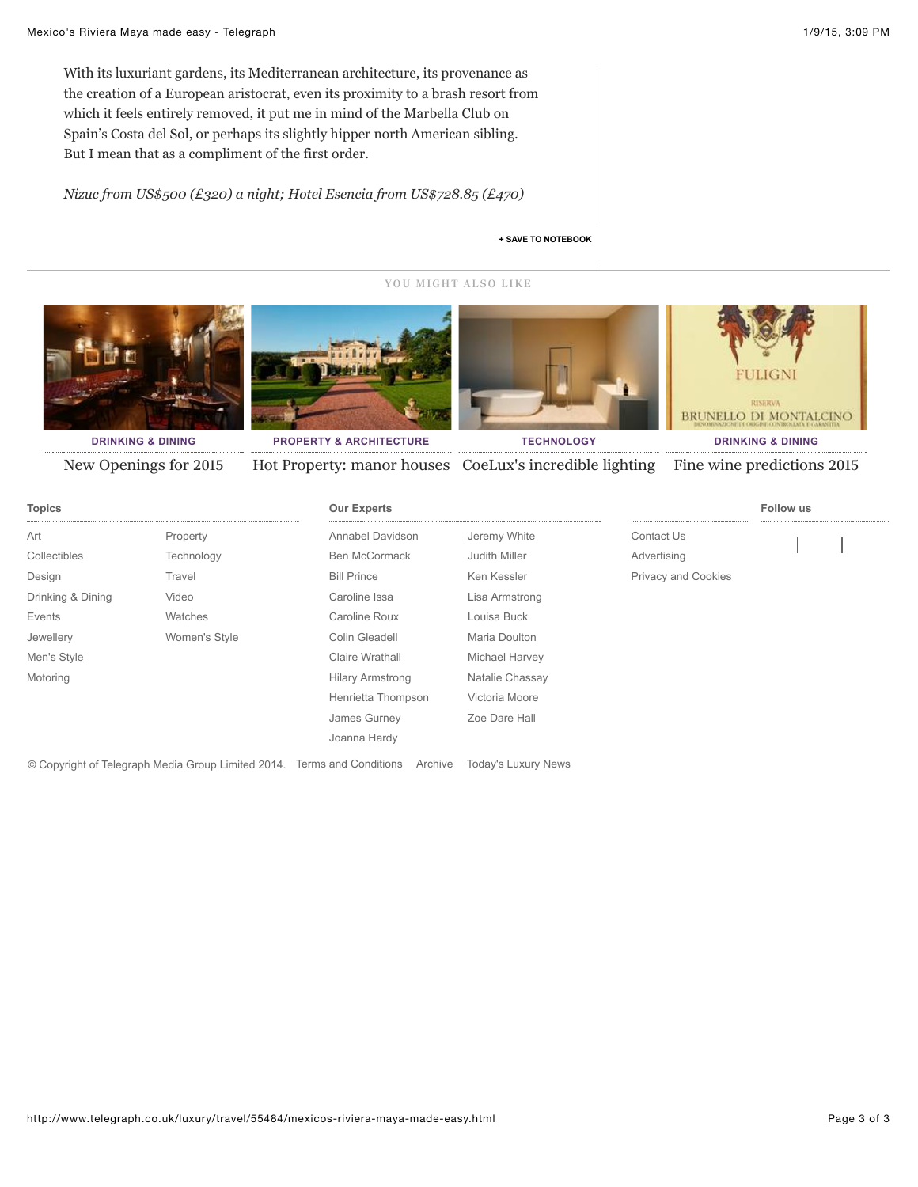With its luxuriant gardens, its Mediterranean architecture, its provenance as the creation of a European aristocrat, even its proximity to a brash resort from which it feels entirely removed, it put me in mind of the Marbella Club on Spain's Costa del Sol, or perhaps its slightly hipper north American sibling. But I mean that as a compliment of the first order.

*Nizuc from US$500 (£320) a night; Hotel Esencia from US$728.85 (£470)*

**+ SAVE TO NOTEBOOK**

YOU MIGHT ALSO LIKE

**DRINKING & DINING**
New Openings for 2015

**PROPERTY & ARCHITECTURE**
Hot Property: manor houses

**TECHNOLOGY**
CoeLux's incredible lighting

**DRINKING & DINING**
Fine wine predictions 2015

**Topics**

- Art
- Collectibles
- Design
- Drinking & Dining
- Events
- Jewellery
- Men's Style
- Motoring
- Property
- Technology
- Travel
- Video
- Watches
- Women's Style

**Our Experts**

- Annabel Davidson
- Ben McCormack
- Bill Prince
- Caroline Issa
- Caroline Roux
- Colin Gleadell
- Claire Wrathall
- Hilary Armstrong
- Henrietta Thompson
- James Gurney
- Joanna Hardy
- Jeremy White
- Judith Miller
- Ken Kessler
- Lisa Armstrong
- Louisa Buck
- Maria Doulton
- Michael Harvey
- Natalie Chassay
- Victoria Moore
- Zoe Dare Hall

- Contact Us
- Advertising
- Privacy and Cookies

**Follow us**

© Copyright of Telegraph Media Group Limited 2014. Terms and Conditions Archive Today's Luxury News